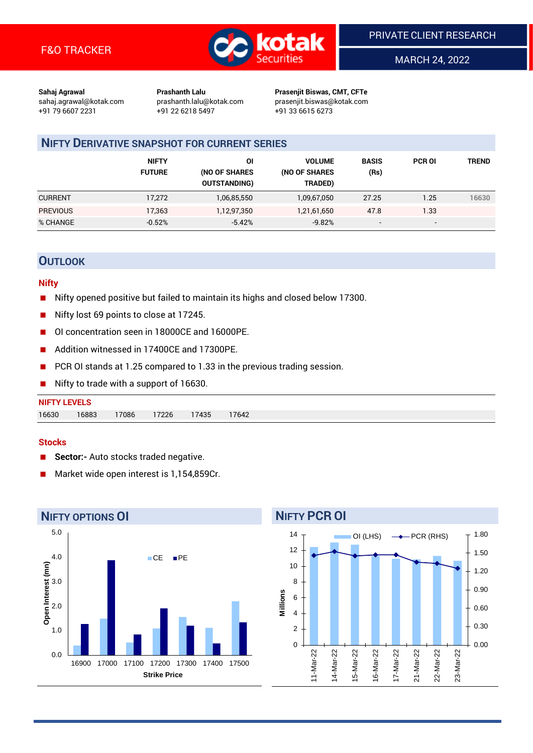F&O TRACKER

PRIVATE CLIENT RESEARCH

MARCH 24, 2022

**Sahaj Agrawal**
sahaj.agrawal@kotak.com
+91 79 6607 2231

**Prashanth Lalu**
prashanth.lalu@kotak.com
+91 22 6218 5497

**Prasenjit Biswas, CMT, CFTe**
prasenjit.biswas@kotak.com
+91 33 6615 6273

## NIFTY DERIVATIVE SNAPSHOT FOR CURRENT SERIES

| | NIFTY FUTURE | OI (NO OF SHARES OUTSTANDING) | VOLUME (NO OF SHARES TRADED) | BASIS (Rs) | PCR OI | TREND |
|---|---|---|---|---|---|---|
| CURRENT | 17,272 | 1,06,85,550 | 1,09,67,050 | 27.25 | 1.25 | 16630 |
| PREVIOUS | 17,363 | 1,12,97,350 | 1,21,61,650 | 47.8 | 1.33 | |
| % CHANGE | -0.52% | -5.42% | -9.82% | - | - | |

## OUTLOOK

### Nifty

- Nifty opened positive but failed to maintain its highs and closed below 17300.
- Nifty lost 69 points to close at 17245.
- OI concentration seen in 18000CE and 16000PE.
- Addition witnessed in 17400CE and 17300PE.
- PCR OI stands at 1.25 compared to 1.33 in the previous trading session.
- Nifty to trade with a support of 16630.

**NIFTY LEVELS**

| 16630 | 16883 | 17086 | 17226 | 17435 | 17642 |
|---|---|---|---|---|---|

### Stocks

- **Sector:-** Auto stocks traded negative.
- Market wide open interest is 1,154,859Cr.

## NIFTY OPTIONS OI

| Strike Price | CE | PE |
|---|---|---|
| 16900 | 0.4 | 1.3 |
| 17000 | 1.5 | 3.9 |
| 17100 | 0.5 | 0.8 |
| 17200 | 1.1 | 1.9 |
| 17300 | 1.6 | 1.2 |
| 17400 | 1.1 | 0.5 |
| 17500 | 2.2 | 1.3 |

Open Interest (mn)

## NIFTY PCR OI

| Date | OI (LHS, Millions) | PCR (RHS) |
|---|---|---|
| 11-Mar-22 | 12.4 | 1.44 |
| 14-Mar-22 | 12.9 | 1.51 |
| 15-Mar-22 | 12.6 | 1.44 |
| 16-Mar-22 | 11.6 | 1.46 |
| 17-Mar-22 | 10.9 | 1.46 |
| 21-Mar-22 | 10.8 | 1.35 |
| 22-Mar-22 | 11.3 | 1.33 |
| 23-Mar-22 | 10.7 | 1.25 |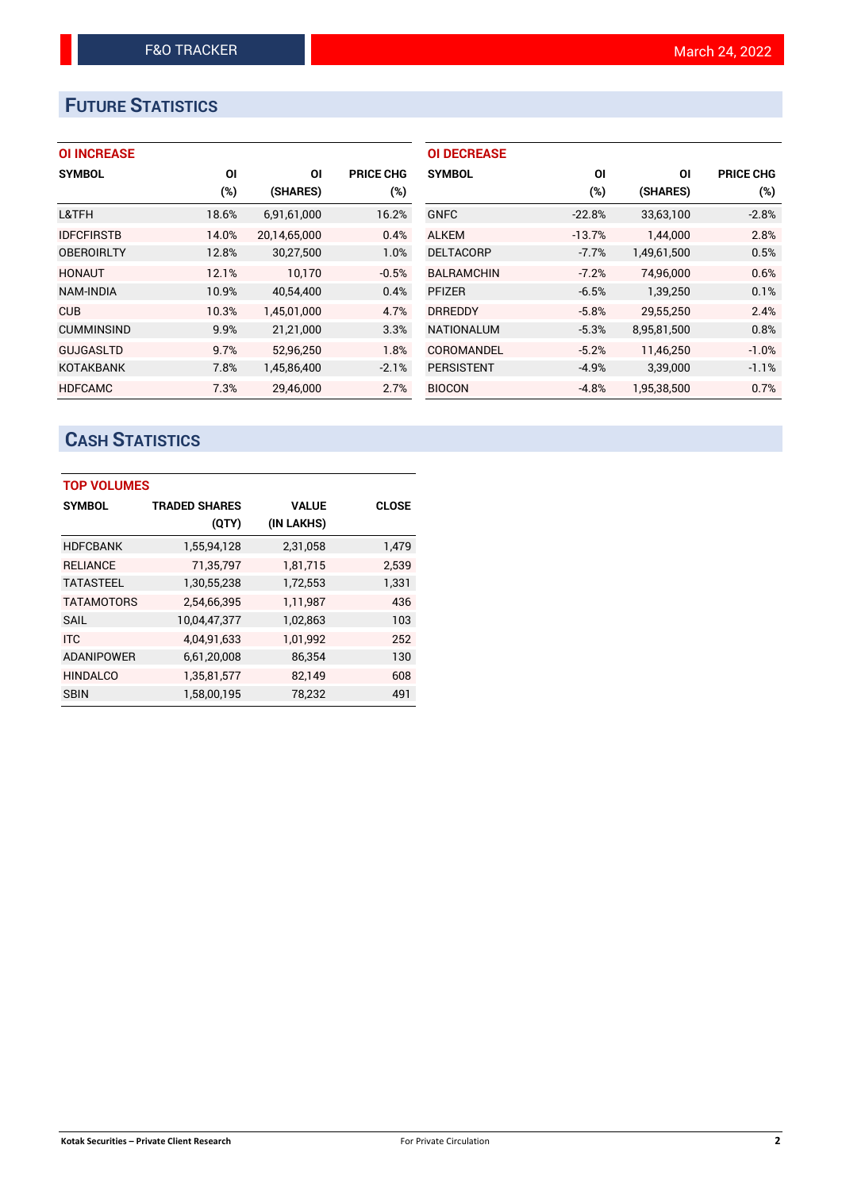## FUTURE STATISTICS

### OI INCREASE

| SYMBOL | OI (%) | OI (SHARES) | PRICE CHG (%) |
|---|---|---|---|
| L&TFH | 18.6% | 6,91,61,000 | 16.2% |
| IDFCFIRSTB | 14.0% | 20,14,65,000 | 0.4% |
| OBEROIRLTY | 12.8% | 30,27,500 | 1.0% |
| HONAUT | 12.1% | 10,170 | -0.5% |
| NAM-INDIA | 10.9% | 40,54,400 | 0.4% |
| CUB | 10.3% | 1,45,01,000 | 4.7% |
| CUMMINSIND | 9.9% | 21,21,000 | 3.3% |
| GUJGASLTD | 9.7% | 52,96,250 | 1.8% |
| KOTAKBANK | 7.8% | 1,45,86,400 | -2.1% |
| HDFCAMC | 7.3% | 29,46,000 | 2.7% |

### OI DECREASE

| SYMBOL | OI (%) | OI (SHARES) | PRICE CHG (%) |
|---|---|---|---|
| GNFC | -22.8% | 33,63,100 | -2.8% |
| ALKEM | -13.7% | 1,44,000 | 2.8% |
| DELTACORP | -7.7% | 1,49,61,500 | 0.5% |
| BALRAMCHIN | -7.2% | 74,96,000 | 0.6% |
| PFIZER | -6.5% | 1,39,250 | 0.1% |
| DRREDDY | -5.8% | 29,55,250 | 2.4% |
| NATIONALUM | -5.3% | 8,95,81,500 | 0.8% |
| COROMANDEL | -5.2% | 11,46,250 | -1.0% |
| PERSISTENT | -4.9% | 3,39,000 | -1.1% |
| BIOCON | -4.8% | 1,95,38,500 | 0.7% |

## CASH STATISTICS

### TOP VOLUMES

| SYMBOL | TRADED SHARES (QTY) | VALUE (IN LAKHS) | CLOSE |
|---|---|---|---|
| HDFCBANK | 1,55,94,128 | 2,31,058 | 1,479 |
| RELIANCE | 71,35,797 | 1,81,715 | 2,539 |
| TATASTEEL | 1,30,55,238 | 1,72,553 | 1,331 |
| TATAMOTORS | 2,54,66,395 | 1,11,987 | 436 |
| SAIL | 10,04,47,377 | 1,02,863 | 103 |
| ITC | 4,04,91,633 | 1,01,992 | 252 |
| ADANIPOWER | 6,61,20,008 | 86,354 | 130 |
| HINDALCO | 1,35,81,577 | 82,149 | 608 |
| SBIN | 1,58,00,195 | 78,232 | 491 |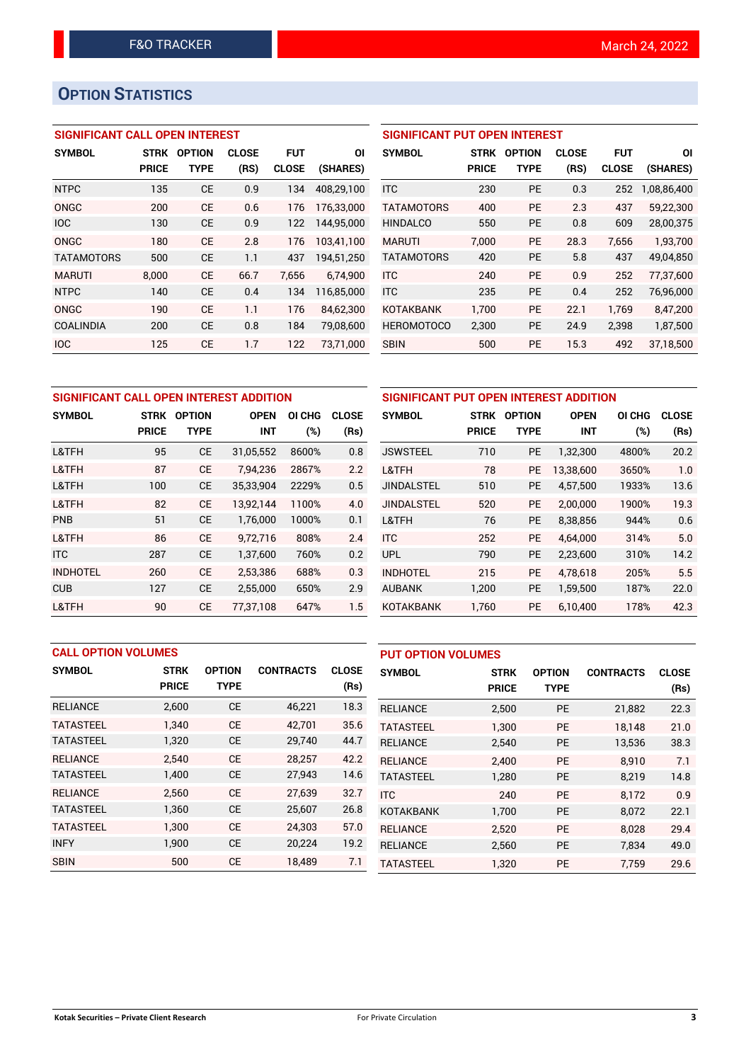## OPTION STATISTICS

### SIGNIFICANT CALL OPEN INTEREST

| SYMBOL | STRK PRICE | OPTION TYPE | CLOSE (RS) | FUT CLOSE | OI (SHARES) |
|---|---|---|---|---|---|
| NTPC | 135 | CE | 0.9 | 134 | 408,29,100 |
| ONGC | 200 | CE | 0.6 | 176 | 176,33,000 |
| IOC | 130 | CE | 0.9 | 122 | 144,95,000 |
| ONGC | 180 | CE | 2.8 | 176 | 103,41,100 |
| TATAMOTORS | 500 | CE | 1.1 | 437 | 194,51,250 |
| MARUTI | 8,000 | CE | 66.7 | 7,656 | 6,74,900 |
| NTPC | 140 | CE | 0.4 | 134 | 116,85,000 |
| ONGC | 190 | CE | 1.1 | 176 | 84,62,300 |
| COALINDIA | 200 | CE | 0.8 | 184 | 79,08,600 |
| IOC | 125 | CE | 1.7 | 122 | 73,71,000 |

### SIGNIFICANT PUT OPEN INTEREST

| SYMBOL | STRK PRICE | OPTION TYPE | CLOSE (RS) | FUT CLOSE | OI (SHARES) |
|---|---|---|---|---|---|
| ITC | 230 | PE | 0.3 | 252 | 1,08,86,400 |
| TATAMOTORS | 400 | PE | 2.3 | 437 | 59,22,300 |
| HINDALCO | 550 | PE | 0.8 | 609 | 28,00,375 |
| MARUTI | 7,000 | PE | 28.3 | 7,656 | 1,93,700 |
| TATAMOTORS | 420 | PE | 5.8 | 437 | 49,04,850 |
| ITC | 240 | PE | 0.9 | 252 | 77,37,600 |
| ITC | 235 | PE | 0.4 | 252 | 76,96,000 |
| KOTAKBANK | 1,700 | PE | 22.1 | 1,769 | 8,47,200 |
| HEROMOTOCO | 2,300 | PE | 24.9 | 2,398 | 1,87,500 |
| SBIN | 500 | PE | 15.3 | 492 | 37,18,500 |

### SIGNIFICANT CALL OPEN INTEREST ADDITION

| SYMBOL | STRK PRICE | OPTION TYPE | OPEN INT | OI CHG (%) | CLOSE (Rs) |
|---|---|---|---|---|---|
| L&TFH | 95 | CE | 31,05,552 | 8600% | 0.8 |
| L&TFH | 87 | CE | 7,94,236 | 2867% | 2.2 |
| L&TFH | 100 | CE | 35,33,904 | 2229% | 0.5 |
| L&TFH | 82 | CE | 13,92,144 | 1100% | 4.0 |
| PNB | 51 | CE | 1,76,000 | 1000% | 0.1 |
| L&TFH | 86 | CE | 9,72,716 | 808% | 2.4 |
| ITC | 287 | CE | 1,37,600 | 760% | 0.2 |
| INDHOTEL | 260 | CE | 2,53,386 | 688% | 0.3 |
| CUB | 127 | CE | 2,55,000 | 650% | 2.9 |
| L&TFH | 90 | CE | 77,37,108 | 647% | 1.5 |

### SIGNIFICANT PUT OPEN INTEREST ADDITION

| SYMBOL | STRK PRICE | OPTION TYPE | OPEN INT | OI CHG (%) | CLOSE (Rs) |
|---|---|---|---|---|---|
| JSWSTEEL | 710 | PE | 1,32,300 | 4800% | 20.2 |
| L&TFH | 78 | PE | 13,38,600 | 3650% | 1.0 |
| JINDALSTEL | 510 | PE | 4,57,500 | 1933% | 13.6 |
| JINDALSTEL | 520 | PE | 2,00,000 | 1900% | 19.3 |
| L&TFH | 76 | PE | 8,38,856 | 944% | 0.6 |
| ITC | 252 | PE | 4,64,000 | 314% | 5.0 |
| UPL | 790 | PE | 2,23,600 | 310% | 14.2 |
| INDHOTEL | 215 | PE | 4,78,618 | 205% | 5.5 |
| AUBANK | 1,200 | PE | 1,59,500 | 187% | 22.0 |
| KOTAKBANK | 1,760 | PE | 6,10,400 | 178% | 42.3 |

### CALL OPTION VOLUMES

| SYMBOL | STRK PRICE | OPTION TYPE | CONTRACTS | CLOSE (Rs) |
|---|---|---|---|---|
| RELIANCE | 2,600 | CE | 46,221 | 18.3 |
| TATASTEEL | 1,340 | CE | 42,701 | 35.6 |
| TATASTEEL | 1,320 | CE | 29,740 | 44.7 |
| RELIANCE | 2,540 | CE | 28,257 | 42.2 |
| TATASTEEL | 1,400 | CE | 27,943 | 14.6 |
| RELIANCE | 2,560 | CE | 27,639 | 32.7 |
| TATASTEEL | 1,360 | CE | 25,607 | 26.8 |
| TATASTEEL | 1,300 | CE | 24,303 | 57.0 |
| INFY | 1,900 | CE | 20,224 | 19.2 |
| SBIN | 500 | CE | 18,489 | 7.1 |

### PUT OPTION VOLUMES

| SYMBOL | STRK PRICE | OPTION TYPE | CONTRACTS | CLOSE (Rs) |
|---|---|---|---|---|
| RELIANCE | 2,500 | PE | 21,882 | 22.3 |
| TATASTEEL | 1,300 | PE | 18,148 | 21.0 |
| RELIANCE | 2,540 | PE | 13,536 | 38.3 |
| RELIANCE | 2,400 | PE | 8,910 | 7.1 |
| TATASTEEL | 1,280 | PE | 8,219 | 14.8 |
| ITC | 240 | PE | 8,172 | 0.9 |
| KOTAKBANK | 1,700 | PE | 8,072 | 22.1 |
| RELIANCE | 2,520 | PE | 8,028 | 29.4 |
| RELIANCE | 2,560 | PE | 7,834 | 49.0 |
| TATASTEEL | 1,320 | PE | 7,759 | 29.6 |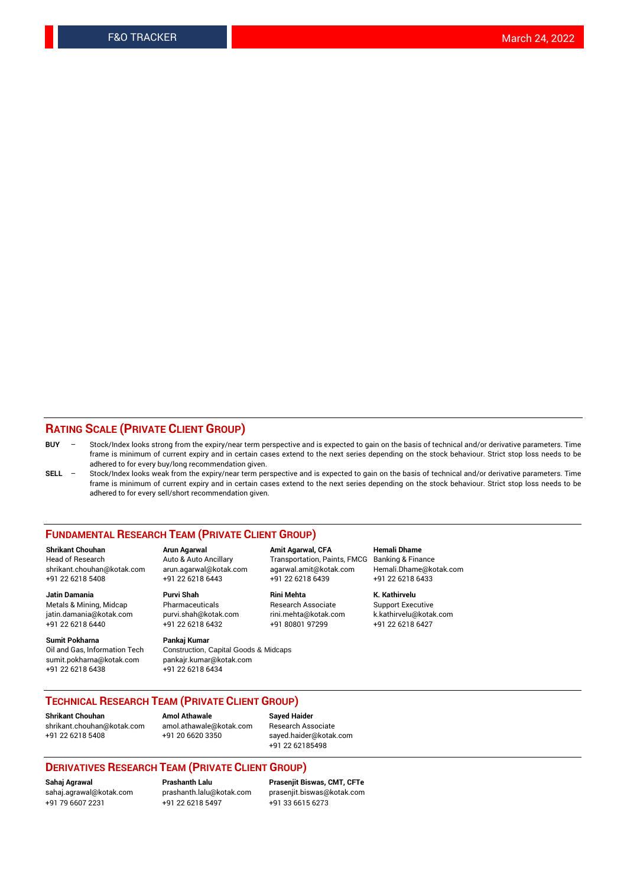## RATING SCALE (PRIVATE CLIENT GROUP)

**BUY** – Stock/Index looks strong from the expiry/near term perspective and is expected to gain on the basis of technical and/or derivative parameters. Time frame is minimum of current expiry and in certain cases extend to the next series depending on the stock behaviour. Strict stop loss needs to be adhered to for every buy/long recommendation given.

**SELL** – Stock/Index looks weak from the expiry/near term perspective and is expected to gain on the basis of technical and/or derivative parameters. Time frame is minimum of current expiry and in certain cases extend to the next series depending on the stock behaviour. Strict stop loss needs to be adhered to for every sell/short recommendation given.

## FUNDAMENTAL RESEARCH TEAM (PRIVATE CLIENT GROUP)

**Shrikant Chouhan**
Head of Research
shrikant.chouhan@kotak.com
+91 22 6218 5408

**Arun Agarwal**
Auto & Auto Ancillary
arun.agarwal@kotak.com
+91 22 6218 6443

**Amit Agarwal, CFA**
Transportation, Paints, FMCG
agarwal.amit@kotak.com
+91 22 6218 6439

**Hemali Dhame**
Banking & Finance
Hemali.Dhame@kotak.com
+91 22 6218 6433

**Jatin Damania**
Metals & Mining, Midcap
jatin.damania@kotak.com
+91 22 6218 6440

**Purvi Shah**
Pharmaceuticals
purvi.shah@kotak.com
+91 22 6218 6432

**Rini Mehta**
Research Associate
rini.mehta@kotak.com
+91 80801 97299

**K. Kathirvelu**
Support Executive
k.kathirvelu@kotak.com
+91 22 6218 6427

**Sumit Pokharna**
Oil and Gas, Information Tech
sumit.pokharna@kotak.com
+91 22 6218 6438

**Pankaj Kumar**
Construction, Capital Goods & Midcaps
pankajr.kumar@kotak.com
+91 22 6218 6434

## TECHNICAL RESEARCH TEAM (PRIVATE CLIENT GROUP)

**Shrikant Chouhan**
shrikant.chouhan@kotak.com
+91 22 6218 5408

**Amol Athawale**
amol.athawale@kotak.com
+91 20 6620 3350

**Sayed Haider**
Research Associate
sayed.haider@kotak.com
+91 22 62185498

## DERIVATIVES RESEARCH TEAM (PRIVATE CLIENT GROUP)

**Sahaj Agrawal**
sahaj.agrawal@kotak.com
+91 79 6607 2231

**Prashanth Lalu**
prashanth.lalu@kotak.com
+91 22 6218 5497

**Prasenjit Biswas, CMT, CFTe**
prasenjit.biswas@kotak.com
+91 33 6615 6273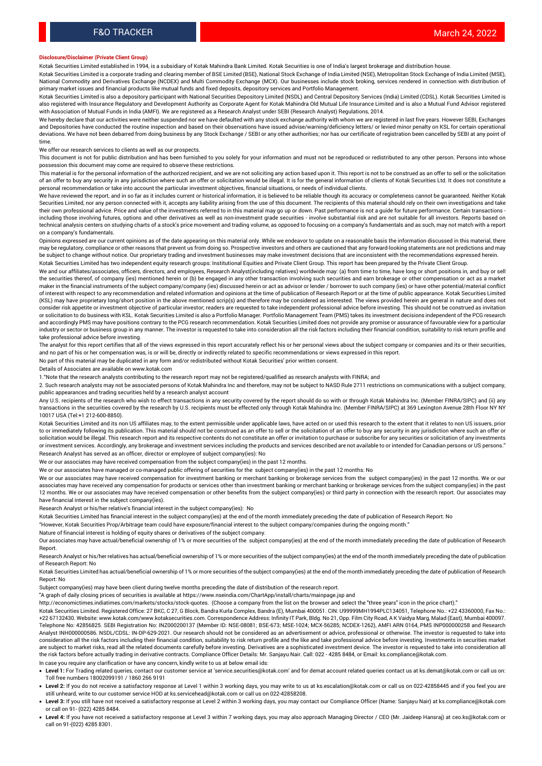**Disclosure/Disclaimer (Private Client Group)**

Kotak Securities Limited established in 1994, is a subsidiary of Kotak Mahindra Bank Limited. Kotak Securities is one of India's largest brokerage and distribution house.

Kotak Securities Limited is a corporate trading and clearing member of BSE Limited (BSE), National Stock Exchange of India Limited (NSE), Metropolitan Stock Exchange of India Limited (MSE), National Commodity and Derivatives Exchange (NCDEX) and Multi Commodity Exchange (MCX). Our businesses include stock broking, services rendered in connection with distribution of primary market issues and financial products like mutual funds and fixed deposits, depository services and Portfolio Management.

Kotak Securities Limited is also a depository participant with National Securities Depository Limited (NSDL) and Central Depository Services (India) Limited (CDSL). Kotak Securities Limited is also registered with Insurance Regulatory and Development Authority as Corporate Agent for Kotak Mahindra Old Mutual Life Insurance Limited and is also a Mutual Fund Advisor registered with Association of Mutual Funds in India (AMFI). We are registered as a Research Analyst under SEBI (Research Analyst) Regulations, 2014.

We hereby declare that our activities were neither suspended nor we have defaulted with any stock exchange authority with whom we are registered in last five years. However SEBI, Exchanges and Depositories have conducted the routine inspection and based on their observations have issued advise/warning/deficiency letters/ or levied minor penalty on KSL for certain operational deviations. We have not been debarred from doing business by any Stock Exchange / SEBI or any other authorities; nor has our certificate of registration been cancelled by SEBI at any point of time.

We offer our research services to clients as well as our prospects.

This document is not for public distribution and has been furnished to you solely for your information and must not be reproduced or redistributed to any other person. Persons into whose possession this document may come are required to observe these restrictions.

This material is for the personal information of the authorized recipient, and we are not soliciting any action based upon it. This report is not to be construed as an offer to sell or the solicitation of an offer to buy any security in any jurisdiction where such an offer or solicitation would be illegal. It is for the general information of clients of Kotak Securities Ltd. It does not constitute a personal recommendation or take into account the particular investment objectives, financial situations, or needs of individual clients.

We have reviewed the report, and in so far as it includes current or historical information, it is believed to be reliable though its accuracy or completeness cannot be guaranteed. Neither Kotak Securities Limited, nor any person connected with it, accepts any liability arising from the use of this document. The recipients of this material should rely on their own investigations and take their own professional advice. Price and value of the investments referred to in this material may go up or down. Past performance is not a guide for future performance. Certain transactions - including those involving futures, options and other derivatives as well as non-investment grade securities - involve substantial risk and are not suitable for all investors. Reports based on technical analysis centers on studying charts of a stock's price movement and trading volume, as opposed to focusing on a company's fundamentals and as such, may not match with a report on a company's fundamentals.

Opinions expressed are our current opinions as of the date appearing on this material only. While we endeavor to update on a reasonable basis the information discussed in this material, there may be regulatory, compliance or other reasons that prevent us from doing so. Prospective investors and others are cautioned that any forward-looking statements are not predictions and may be subject to change without notice. Our proprietary trading and investment businesses may make investment decisions that are inconsistent with the recommendations expressed herein.

Kotak Securities Limited has two independent equity research groups: Institutional Equities and Private Client Group. This report has been prepared by the Private Client Group.

We and our affiliates/associates, officers, directors, and employees, Research Analyst(including relatives) worldwide may: (a) from time to time, have long or short positions in, and buy or sell the securities thereof, of company (ies) mentioned herein or (b) be engaged in any other transaction involving such securities and earn brokerage or other compensation or act as a market maker in the financial instruments of the subject company/company (ies) discussed herein or act as advisor or lender / borrower to such company (ies) or have other potential/material conflict of interest with respect to any recommendation and related information and opinions at the time of publication of Research Report or at the time of public appearance. Kotak Securities Limited (KSL) may have proprietary long/short position in the above mentioned scrip(s) and therefore may be considered as interested. The views provided herein are general in nature and does not consider risk appetite or investment objective of particular investor; readers are requested to take independent professional advice before investing. This should not be construed as invitation or solicitation to do business with KSL. Kotak Securities Limited is also a Portfolio Manager. Portfolio Management Team (PMS) takes its investment decisions independent of the PCG research and accordingly PMS may have positions contrary to the PCG research recommendation. Kotak Securities Limited does not provide any promise or assurance of favourable view for a particular industry or sector or business group in any manner. The investor is requested to take into consideration all the risk factors including their financial condition, suitability to risk return profile and take professional advice before investing.

The analyst for this report certifies that all of the views expressed in this report accurately reflect his or her personal views about the subject company or companies and its or their securities, and no part of his or her compensation was, is or will be, directly or indirectly related to specific recommendations or views expressed in this report.

No part of this material may be duplicated in any form and/or redistributed without Kotak Securities' prior written consent.

Details of Associates are available on www.kotak.com

1."Note that the research analysts contributing to the research report may not be registered/qualified as research analysts with FINRA; and

2. Such research analysts may not be associated persons of Kotak Mahindra Inc and therefore, may not be subject to NASD Rule 2711 restrictions on communications with a subject company, public appearances and trading securities held by a research analyst account

Any U.S. recipients of the research who wish to effect transactions in any security covered by the report should do so with or through Kotak Mahindra Inc. (Member FINRA/SIPC) and (ii) any transactions in the securities covered by the research by U.S. recipients must be effected only through Kotak Mahindra Inc. (Member FINRA/SIPC) at 369 Lexington Avenue 28th Floor NY NY 10017 USA (Tel:+1 212-600-8850).

Kotak Securities Limited and its non US affiliates may, to the extent permissible under applicable laws, have acted on or used this research to the extent that it relates to non US issuers, prior to or immediately following its publication. This material should not be construed as an offer to sell or the solicitation of an offer to buy any security in any jurisdiction where such an offer or solicitation would be illegal. This research report and its respective contents do not constitute an offer or invitation to purchase or subscribe for any securities or solicitation of any investments or investment services. Accordingly, any brokerage and investment services including the products and services described are not available to or intended for Canadian persons or US persons."

Research Analyst has served as an officer, director or employee of subject company(ies): No

We or our associates may have received compensation from the subject company(ies) in the past 12 months.

We or our associates have managed or co-managed public offering of securities for the subject company(ies) in the past 12 months: No

We or our associates may have received compensation for investment banking or merchant banking or brokerage services from the subject company(ies) in the past 12 months. We or our associates may have received any compensation for products or services other than investment banking or merchant banking or brokerage services from the subject company(ies) in the past 12 months. We or our associates may have received compensation or other benefits from the subject company(ies) or third party in connection with the research report. Our associates may have financial interest in the subject company(ies).

Research Analyst or his/her relative's financial interest in the subject company(ies): No

Kotak Securities Limited has financial interest in the subject company(ies) at the end of the month immediately preceding the date of publication of Research Report: No

"However, Kotak Securities Prop/Arbitrage team could have exposure/financial interest to the subject company/companies during the ongoing month."

Nature of financial interest is holding of equity shares or derivatives of the subject company.

Our associates may have actual/beneficial ownership of 1% or more securities of the subject company(ies) at the end of the month immediately preceding the date of publication of Research Report.

Research Analyst or his/her relatives has actual/beneficial ownership of 1% or more securities of the subject company(ies) at the end of the month immediately preceding the date of publication of Research Report: No

Kotak Securities Limited has actual/beneficial ownership of 1% or more securities of the subject company(ies) at the end of the month immediately preceding the date of publication of Research Report: No

Subject company(ies) may have been client during twelve months preceding the date of distribution of the research report.

"A graph of daily closing prices of securities is available at https://www.nseindia.com/ChartApp/install/charts/mainpage.jsp and

http://economictimes.indiatimes.com/markets/stocks/stock-quotes. (Choose a company from the list on the browser and select the "three years" icon in the price chart)."

Kotak Securities Limited. Registered Office: 27 BKC, C 27, G Block, Bandra Kurla Complex, Bandra (E), Mumbai 400051. CIN: U99999MH1994PLC134051, Telephone No.: +22 43360000, Fax No.: +22 67132430. Website: www.kotak.com/www.kotaksecurities.com. Correspondence Address: Infinity IT Park, Bldg. No 21, Opp. Film City Road, A K Vaidya Marg, Malad (East), Mumbai 400097. Telephone No: 42856825. SEBI Registration No: INZ000200137 (Member ID: NSE-08081; BSE-673; MSE-1024; MCX-56285; NCDEX-1262), AMFI ARN 0164, PMS INP000000258 and Research Analyst INH000000586. NSDL/CDSL: IN-DP-629-2021. Our research should not be considered as an advertisement or advice, professional or otherwise. The investor is requested to take into consideration all the risk factors including their financial condition, suitability to risk return profile and the like and take professional advice before investing. Investments in securities market are subject to market risks, read all the related documents carefully before investing. Derivatives are a sophisticated investment device. The investor is requested to take into consideration all the risk factors before actually trading in derivative contracts. Compliance Officer Details: Mr. Sanjayu Nair. Call: 022 - 4285 8484, or Email: ks.compliance@kotak.com.

In case you require any clarification or have any concern, kindly write to us at below email ids:

- **Level 1:** For Trading related queries, contact our customer service at 'service.securities@kotak.com' and for demat account related queries contact us at ks.demat@kotak.com or call us on: Toll free numbers 18002099191 / 1860 266 9191
- **Level 2:** If you do not receive a satisfactory response at Level 1 within 3 working days, you may write to us at ks.escalation@kotak.com or call us on 022-42858445 and if you feel you are still unheard, write to our customer service HOD at ks.servicehead@kotak.com or call us on 022-42858208.
- **Level 3:** If you still have not received a satisfactory response at Level 2 within 3 working days, you may contact our Compliance Officer (Name: Sanjayu Nair) at ks.compliance@kotak.com or call on 91- (022) 4285 8484.
- **Level 4:** If you have not received a satisfactory response at Level 3 within 7 working days, you may also approach Managing Director / CEO (Mr. Jaideep Hansraj) at ceo.ks@kotak.com or call on 91-(022) 4285 8301.